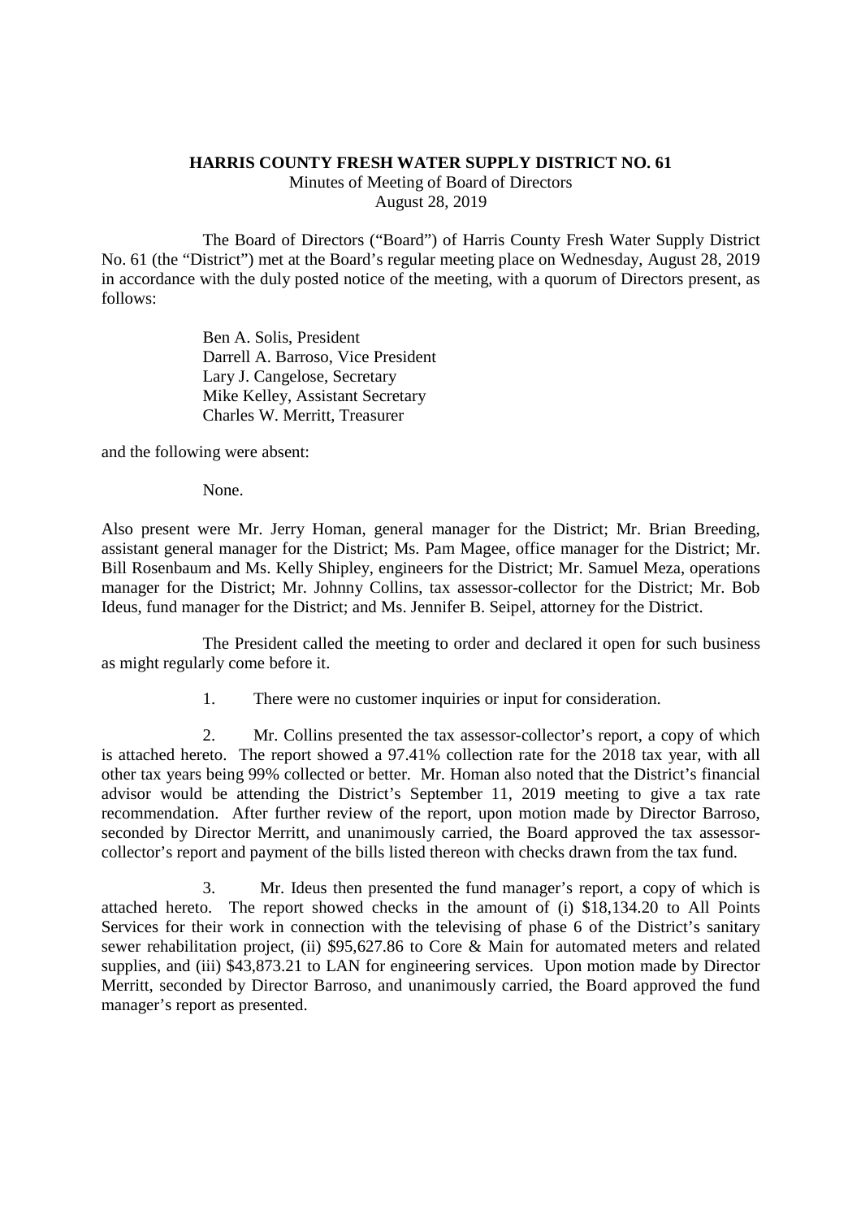**HARRIS COUNTY FRESH WATER SUPPLY DISTRICT NO. 61**

Minutes of Meeting of Board of Directors

August 28, 2019

The Board of Directors ("Board") of Harris County Fresh Water Supply District No. 61 (the "District") met at the Board's regular meeting place on Wednesday, August 28, 2019 in accordance with the duly posted notice of the meeting, with a quorum of Directors present, as follows:

Ben A. Solis, President
Darrell A. Barroso, Vice President
Lary J. Cangelose, Secretary
Mike Kelley, Assistant Secretary
Charles W. Merritt, Treasurer

and the following were absent:

None.

Also present were Mr. Jerry Homan, general manager for the District; Mr. Brian Breeding, assistant general manager for the District; Ms. Pam Magee, office manager for the District; Mr. Bill Rosenbaum and Ms. Kelly Shipley, engineers for the District; Mr. Samuel Meza, operations manager for the District; Mr. Johnny Collins, tax assessor-collector for the District; Mr. Bob Ideus, fund manager for the District; and Ms. Jennifer B. Seipel, attorney for the District.

The President called the meeting to order and declared it open for such business as might regularly come before it.

1. There were no customer inquiries or input for consideration.

2. Mr. Collins presented the tax assessor-collector's report, a copy of which is attached hereto. The report showed a 97.41% collection rate for the 2018 tax year, with all other tax years being 99% collected or better. Mr. Homan also noted that the District's financial advisor would be attending the District's September 11, 2019 meeting to give a tax rate recommendation. After further review of the report, upon motion made by Director Barroso, seconded by Director Merritt, and unanimously carried, the Board approved the tax assessor-collector's report and payment of the bills listed thereon with checks drawn from the tax fund.

3. Mr. Ideus then presented the fund manager's report, a copy of which is attached hereto. The report showed checks in the amount of (i) $18,134.20 to All Points Services for their work in connection with the televising of phase 6 of the District's sanitary sewer rehabilitation project, (ii) $95,627.86 to Core & Main for automated meters and related supplies, and (iii) $43,873.21 to LAN for engineering services. Upon motion made by Director Merritt, seconded by Director Barroso, and unanimously carried, the Board approved the fund manager's report as presented.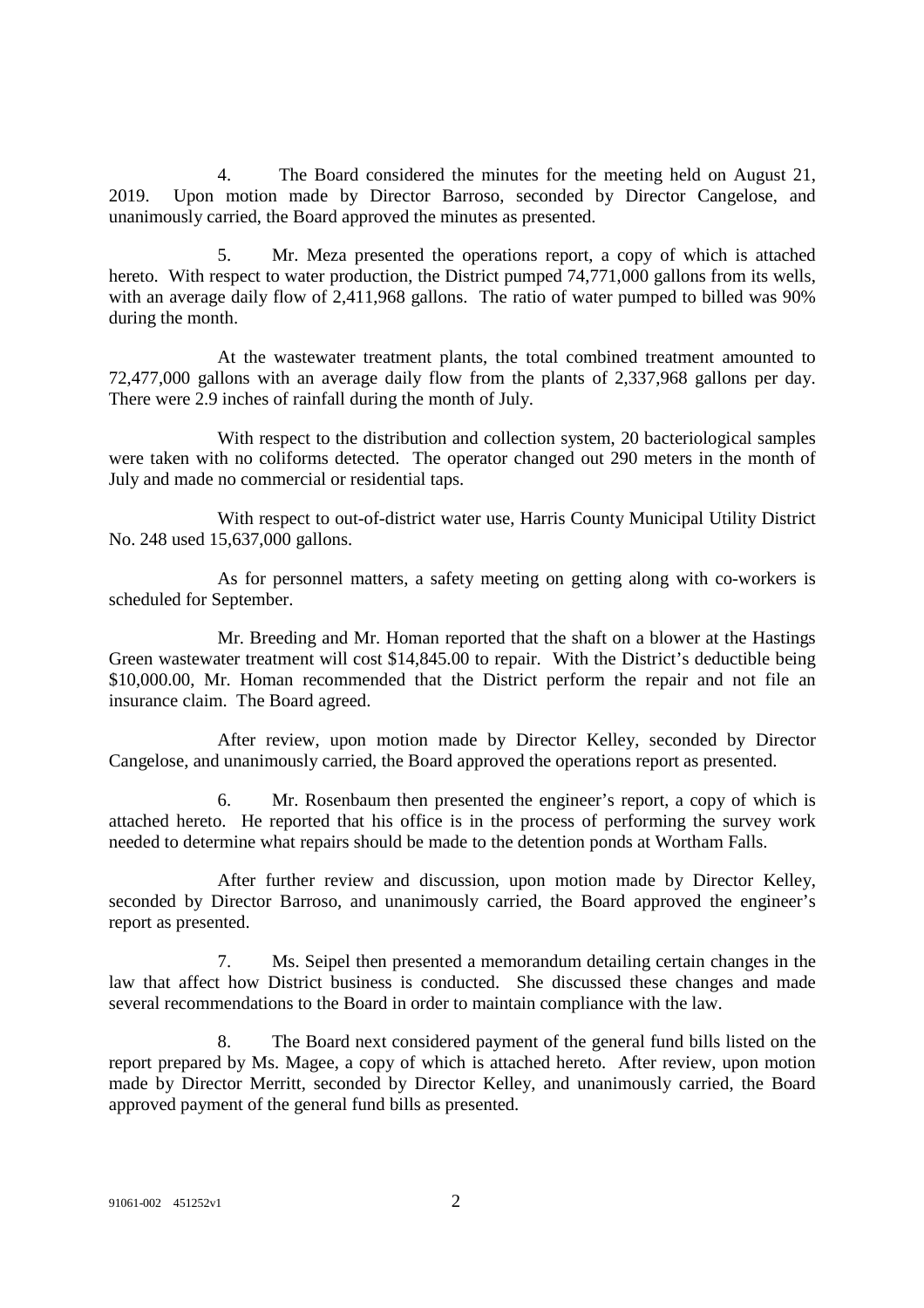4. The Board considered the minutes for the meeting held on August 21, 2019. Upon motion made by Director Barroso, seconded by Director Cangelose, and unanimously carried, the Board approved the minutes as presented.

5. Mr. Meza presented the operations report, a copy of which is attached hereto. With respect to water production, the District pumped 74,771,000 gallons from its wells, with an average daily flow of 2,411,968 gallons. The ratio of water pumped to billed was 90% during the month.

At the wastewater treatment plants, the total combined treatment amounted to 72,477,000 gallons with an average daily flow from the plants of 2,337,968 gallons per day. There were 2.9 inches of rainfall during the month of July.

With respect to the distribution and collection system, 20 bacteriological samples were taken with no coliforms detected. The operator changed out 290 meters in the month of July and made no commercial or residential taps.

With respect to out-of-district water use, Harris County Municipal Utility District No. 248 used 15,637,000 gallons.

As for personnel matters, a safety meeting on getting along with co-workers is scheduled for September.

Mr. Breeding and Mr. Homan reported that the shaft on a blower at the Hastings Green wastewater treatment will cost $14,845.00 to repair. With the District's deductible being $10,000.00, Mr. Homan recommended that the District perform the repair and not file an insurance claim. The Board agreed.

After review, upon motion made by Director Kelley, seconded by Director Cangelose, and unanimously carried, the Board approved the operations report as presented.

6. Mr. Rosenbaum then presented the engineer's report, a copy of which is attached hereto. He reported that his office is in the process of performing the survey work needed to determine what repairs should be made to the detention ponds at Wortham Falls.

After further review and discussion, upon motion made by Director Kelley, seconded by Director Barroso, and unanimously carried, the Board approved the engineer's report as presented.

7. Ms. Seipel then presented a memorandum detailing certain changes in the law that affect how District business is conducted. She discussed these changes and made several recommendations to the Board in order to maintain compliance with the law.

8. The Board next considered payment of the general fund bills listed on the report prepared by Ms. Magee, a copy of which is attached hereto. After review, upon motion made by Director Merritt, seconded by Director Kelley, and unanimously carried, the Board approved payment of the general fund bills as presented.

91061-002 451252v1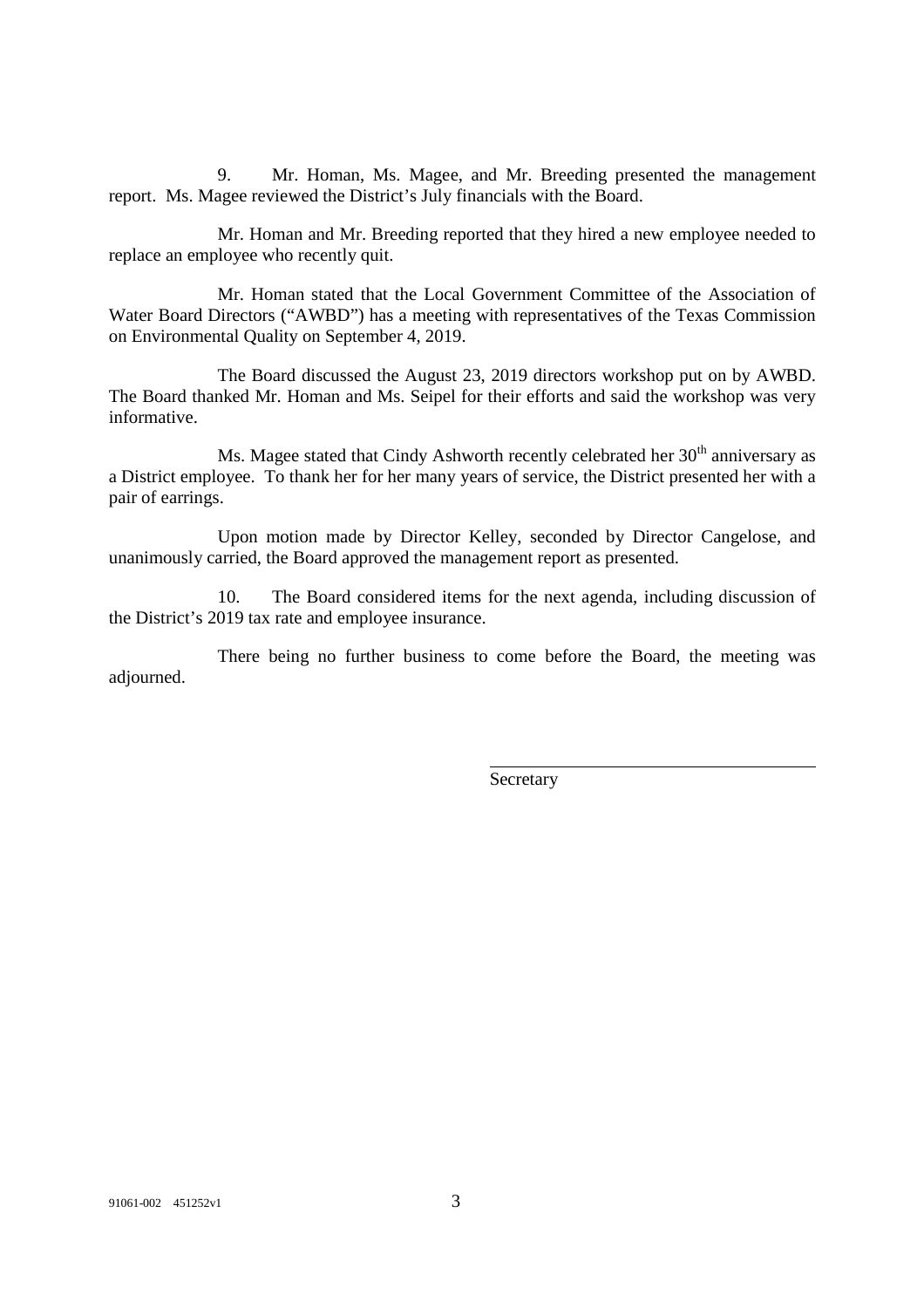9. Mr. Homan, Ms. Magee, and Mr. Breeding presented the management report. Ms. Magee reviewed the District's July financials with the Board.

Mr. Homan and Mr. Breeding reported that they hired a new employee needed to replace an employee who recently quit.

Mr. Homan stated that the Local Government Committee of the Association of Water Board Directors ("AWBD") has a meeting with representatives of the Texas Commission on Environmental Quality on September 4, 2019.

The Board discussed the August 23, 2019 directors workshop put on by AWBD. The Board thanked Mr. Homan and Ms. Seipel for their efforts and said the workshop was very informative.

Ms. Magee stated that Cindy Ashworth recently celebrated her 30th anniversary as a District employee. To thank her for her many years of service, the District presented her with a pair of earrings.

Upon motion made by Director Kelley, seconded by Director Cangelose, and unanimously carried, the Board approved the management report as presented.

10. The Board considered items for the next agenda, including discussion of the District's 2019 tax rate and employee insurance.

There being no further business to come before the Board, the meeting was adjourned.

\_\_\_\_\_\_\_\_\_\_\_\_\_\_\_\_\_\_\_\_\_\_\_\_\_\_\_\_\_\_\_\_\_\_\_\_

Secretary

91061-002 451252v1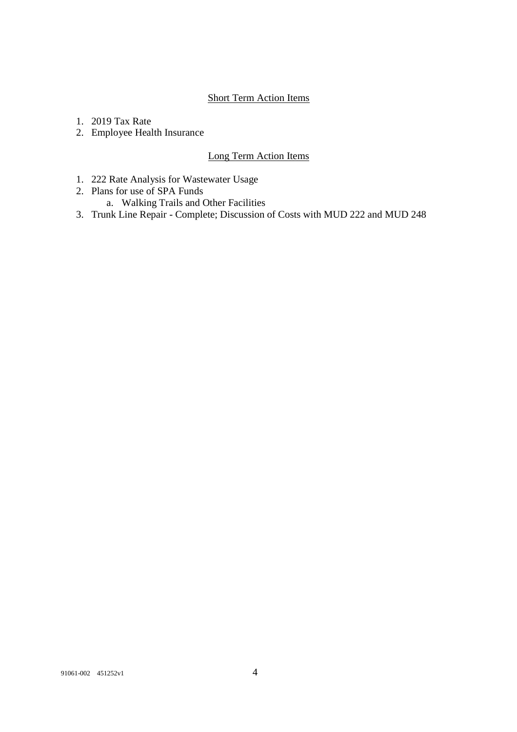## Short Term Action Items

1. 2019 Tax Rate
2. Employee Health Insurance

## Long Term Action Items

1. 222 Rate Analysis for Wastewater Usage
2. Plans for use of SPA Funds
   a. Walking Trails and Other Facilities
3. Trunk Line Repair - Complete; Discussion of Costs with MUD 222 and MUD 248